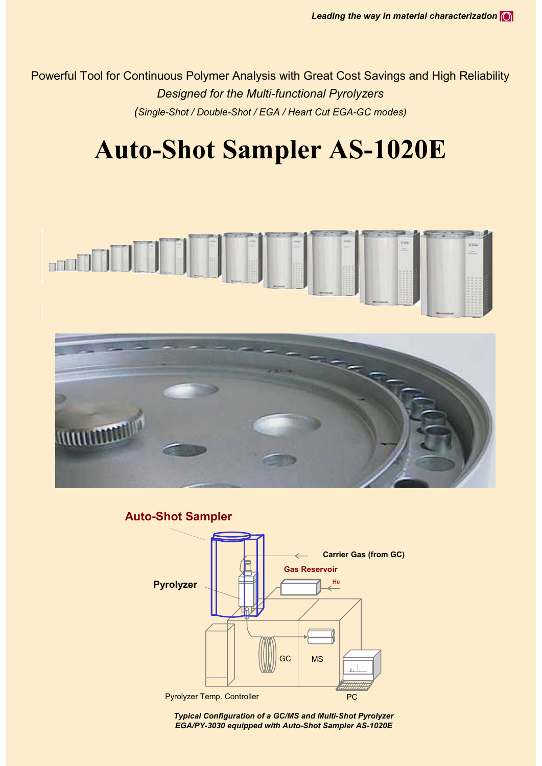Powerful Tool for Continuous Polymer Analysis with Great Cost Savings and High Reliability

*Designed for the Multi-functional Pyrolyzers*

*(Single-Shot / Double-Shot / EGA / Heart Cut EGA-GC modes)*

# Auto-Shot Sampler AS-1020E

**Auto-Shot Sampler**

**Pyrolyzer**

**Carrier Gas (from GC)**

**Gas Reservoir**

He

GC

MS

Pyrolyzer Temp. Controller

PC

***Typical Configuration of a GC/MS and Multi-Shot Pyrolyzer EGA/PY-3030 equipped with Auto-Shot Sampler AS-1020E***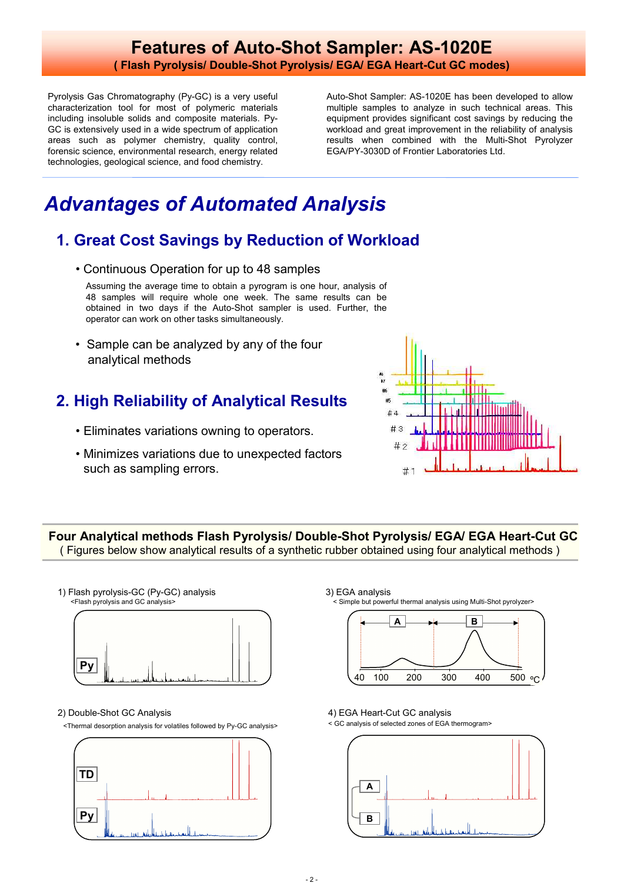# Features of Auto-Shot Sampler: AS-1020E

**( Flash Pyrolysis/ Double-Shot Pyrolysis/ EGA/ EGA Heart-Cut GC modes)**

Pyrolysis Gas Chromatography (Py-GC) is a very useful characterization tool for most of polymeric materials including insoluble solids and composite materials. Py-GC is extensively used in a wide spectrum of application areas such as polymer chemistry, quality control, forensic science, environmental research, energy related technologies, geological science, and food chemistry.

Auto-Shot Sampler: AS-1020E has been developed to allow multiple samples to analyze in such technical areas. This equipment provides significant cost savings by reducing the workload and great improvement in the reliability of analysis results when combined with the Multi-Shot Pyrolyzer EGA/PY-3030D of Frontier Laboratories Ltd.

## *Advantages of Automated Analysis*

### 1. Great Cost Savings by Reduction of Workload

- Continuous Operation for up to 48 samples

  Assuming the average time to obtain a pyrogram is one hour, analysis of 48 samples will require whole one week. The same results can be obtained in two days if the Auto-Shot sampler is used. Further, the operator can work on other tasks simultaneously.

- Sample can be analyzed by any of the four analytical methods

### 2. High Reliability of Analytical Results

- Eliminates variations owning to operators.
- Minimizes variations due to unexpected factors such as sampling errors.

**Four Analytical methods Flash Pyrolysis/ Double-Shot Pyrolysis/ EGA/ EGA Heart-Cut GC**

( Figures below show analytical results of a synthetic rubber obtained using four analytical methods )

1) Flash pyrolysis-GC (Py-GC) analysis

<Flash pyrolysis and GC analysis>

2) Double-Shot GC Analysis

<Thermal desorption analysis for volatiles followed by Py-GC analysis>

3) EGA analysis

< Simple but powerful thermal analysis using Multi-Shot pyrolyzer>

4) EGA Heart-Cut GC analysis

< GC analysis of selected zones of EGA thermogram>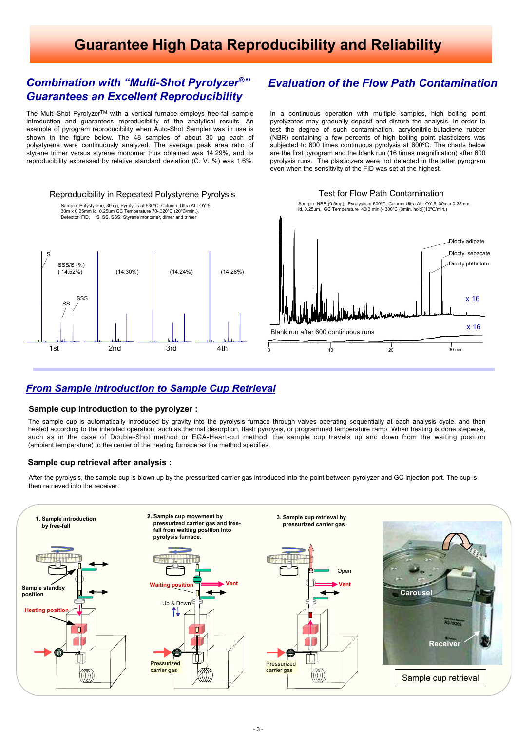# Guarantee High Data Reproducibility and Reliability

## *Combination with "Multi-Shot Pyrolyzer®" Guarantees an Excellent Reproducibility*

The Multi-Shot Pyrolyzer™ with a vertical furnace employs free-fall sample introduction and guarantees reproducibility of the analytical results. An example of pyrogram reproducibility when Auto-Shot Sampler was in use is shown in the figure below. The 48 samples of about 30 µg each of polystyrene were continuously analyzed. The average peak area ratio of styrene trimer versus styrene monomer thus obtained was 14.29%, and its reproducibility expressed by relative standard deviation (C. V. %) was 1.6%.

Reproducibility in Repeated Polystyrene Pyrolysis

Sample: Polystyrene, 30 ug, Pyrolysis at 530ºC, Column Ultra ALLOY-5, 30m x 0.25mm id, 0.25um GC Temperature 70- 320ºC (20ºC/min.), Detector: FID, S, SS, SSS: Styrene monomer, dimer and trimer

S, SS, SSS; SSS/S (%) ( 14.52%) — 1st; (14.30%) — 2nd; (14.24%) — 3rd; (14.28%) — 4th

## *Evaluation of the Flow Path Contamination*

In a continuous operation with multiple samples, high boiling point pyrolyzates may gradually deposit and disturb the analysis. In order to test the degree of such contamination, acrylonitrile-butadiene rubber (NBR) containing a few percents of high boiling point plasticizers was subjected to 600 times continuous pyrolysis at 600ºC. The charts below are the first pyrogram and the blank run (16 times magnification) after 600 pyrolysis runs. The plasticizers were not detected in the latter pyrogram even when the sensitivity of the FID was set at the highest.

Test for Flow Path Contamination

Sample: NBR (0.5mg), Pyrolysis at 600ºC, Column Ultra ALLOY-5, 30m x 0.25mm id, 0.25um, GC Temperature 40(3 min.)- 300ºC (3min. hold)(10ºC/min.)

Dioctyladipate, Dioctyl sebacate, Dioctylphthalate; x 16; Blank run after 600 continuous runs; x 16; 0, 10, 20, 30 min

## *From Sample Introduction to Sample Cup Retrieval*

### Sample cup introduction to the pyrolyzer :

The sample cup is automatically introduced by gravity into the pyrolysis furnace through valves operating sequentially at each analysis cycle, and then heated according to the intended operation, such as thermal desorption, flash pyrolysis, or programmed temperature ramp. When heating is done stepwise, such as in the case of Double-Shot method or EGA-Heart-cut method, the sample cup travels up and down from the waiting position (ambient temperature) to the center of the heating furnace as the method specifies.

### Sample cup retrieval after analysis :

After the pyrolysis, the sample cup is blown up by the pressurized carrier gas introduced into the point between pyrolyzer and GC injection port. The cup is then retrieved into the receiver.

1. Sample introduction by free-fall — Sample standby position; Heating position

2. Sample cup movement by pressurized carrier gas and free-fall from waiting position into pyrolysis furnace. — Waiting position; Vent; Up & Down; Pressurized carrier gas

3. Sample cup retrieval by pressurized carrier gas — Open; Vent; Pressurized carrier gas

Carousel; Receiver

Sample cup retrieval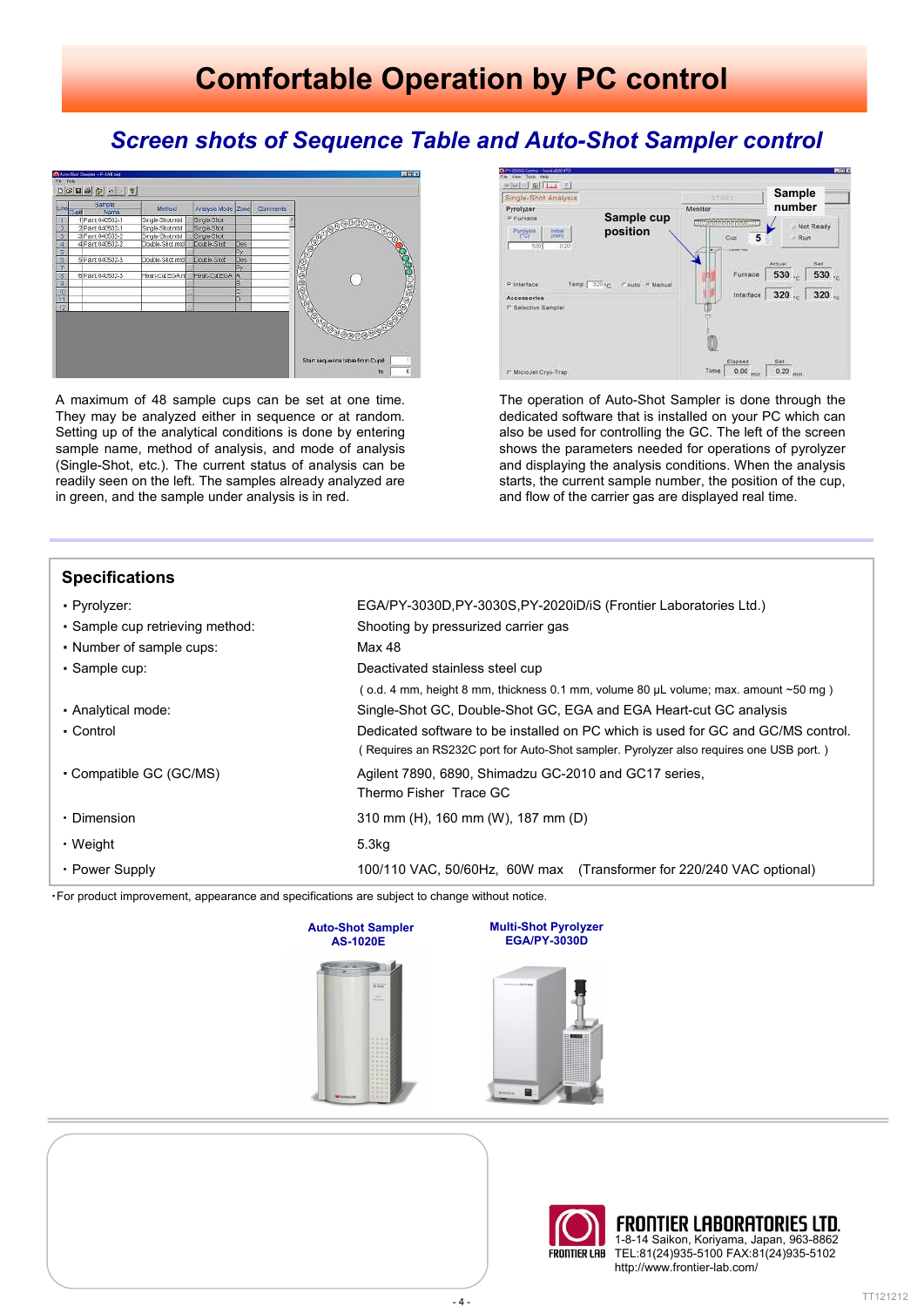# Comfortable Operation by PC control

## *Screen shots of Sequence Table and Auto-Shot Sampler control*

Sample cup position

Sample number

A maximum of 48 sample cups can be set at one time. They may be analyzed either in sequence or at random. Setting up of the analytical conditions is done by entering sample name, method of analysis, and mode of analysis (Single-Shot, etc.). The current status of analysis can be readily seen on the left. The samples already analyzed are in green, and the sample under analysis is in red.

The operation of Auto-Shot Sampler is done through the dedicated software that is installed on your PC which can also be used for controlling the GC. The left of the screen shows the parameters needed for operations of pyrolyzer and displaying the analysis conditions. When the analysis starts, the current sample number, the position of the cup, and flow of the carrier gas are displayed real time.

## Specifications

| | |
|---|---|
| ・Pyrolyzer: | EGA/PY-3030D,PY-3030S,PY-2020iD/iS (Frontier Laboratories Ltd.) |
| ・Sample cup retrieving method: | Shooting by pressurized carrier gas |
| ・Number of sample cups: | Max 48 |
| ・Sample cup: | Deactivated stainless steel cup<br>( o.d. 4 mm, height 8 mm, thickness 0.1 mm, volume 80 μL volume; max. amount ~50 mg ) |
| ・Analytical mode: | Single-Shot GC, Double-Shot GC, EGA and EGA Heart-cut GC analysis |
| ・Control | Dedicated software to be installed on PC which is used for GC and GC/MS control.<br>( Requires an RS232C port for Auto-Shot sampler. Pyrolyzer also requires one USB port. ) |
| ・Compatible GC (GC/MS) | Agilent 7890, 6890, Shimadzu GC-2010 and GC17 series,<br>Thermo Fisher Trace GC |
| ・Dimension | 310 mm (H), 160 mm (W), 187 mm (D) |
| ・Weight | 5.3kg |
| ・Power Supply | 100/110 VAC, 50/60Hz, 60W max (Transformer for 220/240 VAC optional) |

・For product improvement, appearance and specifications are subject to change without notice.

**Auto-Shot Sampler AS-1020E**

**Multi-Shot Pyrolyzer EGA/PY-3030D**

FRONTIER LABORATORIES LTD.
1-8-14 Saikon, Koriyama, Japan, 963-8862
TEL:81(24)935-5100 FAX:81(24)935-5102
http://www.frontier-lab.com/

TT121212